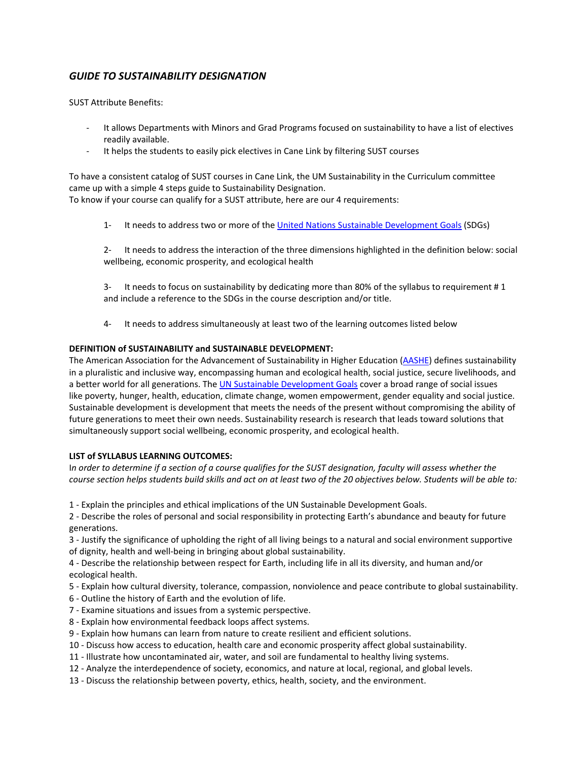# *GUIDE TO SUSTAINABILITY DESIGNATION*

SUST Attribute Benefits:

- It allows Departments with Minors and Grad Programs focused on sustainability to have a list of electives readily available.
- It helps the students to easily pick electives in Cane Link by filtering SUST courses

To have a consistent catalog of SUST courses in Cane Link, the UM Sustainability in the Curriculum committee came up with a simple 4 steps guide to Sustainability Designation.
To know if your course can qualify for a SUST attribute, here are our 4 requirements:

1- It needs to address two or more of the United Nations Sustainable Development Goals (SDGs)

2- It needs to address the interaction of the three dimensions highlighted in the definition below: social wellbeing, economic prosperity, and ecological health

3- It needs to focus on sustainability by dedicating more than 80% of the syllabus to requirement # 1 and include a reference to the SDGs in the course description and/or title.

4- It needs to address simultaneously at least two of the learning outcomes listed below

**DEFINITION of SUSTAINABILITY and SUSTAINABLE DEVELOPMENT:**
The American Association for the Advancement of Sustainability in Higher Education (AASHE) defines sustainability in a pluralistic and inclusive way, encompassing human and ecological health, social justice, secure livelihoods, and a better world for all generations. The UN Sustainable Development Goals cover a broad range of social issues like poverty, hunger, health, education, climate change, women empowerment, gender equality and social justice. Sustainable development is development that meets the needs of the present without compromising the ability of future generations to meet their own needs. Sustainability research is research that leads toward solutions that simultaneously support social wellbeing, economic prosperity, and ecological health.

**LIST of SYLLABUS LEARNING OUTCOMES:**
*In order to determine if a section of a course qualifies for the SUST designation, faculty will assess whether the course section helps students build skills and act on at least two of the 20 objectives below. Students will be able to:*

1 - Explain the principles and ethical implications of the UN Sustainable Development Goals.
2 - Describe the roles of personal and social responsibility in protecting Earth's abundance and beauty for future generations.
3 - Justify the significance of upholding the right of all living beings to a natural and social environment supportive of dignity, health and well-being in bringing about global sustainability.
4 - Describe the relationship between respect for Earth, including life in all its diversity, and human and/or ecological health.
5 - Explain how cultural diversity, tolerance, compassion, nonviolence and peace contribute to global sustainability.
6 - Outline the history of Earth and the evolution of life.
7 - Examine situations and issues from a systemic perspective.
8 - Explain how environmental feedback loops affect systems.
9 - Explain how humans can learn from nature to create resilient and efficient solutions.
10 - Discuss how access to education, health care and economic prosperity affect global sustainability.
11 - Illustrate how uncontaminated air, water, and soil are fundamental to healthy living systems.
12 - Analyze the interdependence of society, economics, and nature at local, regional, and global levels.
13 - Discuss the relationship between poverty, ethics, health, society, and the environment.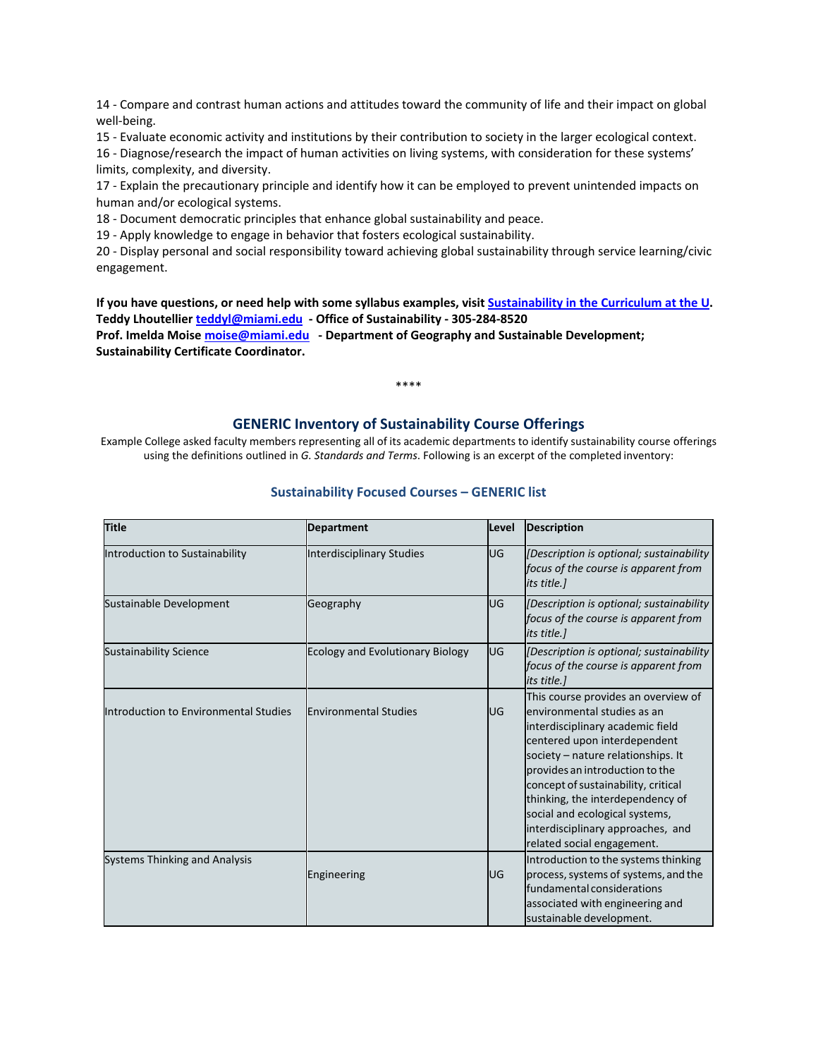14 - Compare and contrast human actions and attitudes toward the community of life and their impact on global well-being.
15 - Evaluate economic activity and institutions by their contribution to society in the larger ecological context.
16 - Diagnose/research the impact of human activities on living systems, with consideration for these systems' limits, complexity, and diversity.
17 - Explain the precautionary principle and identify how it can be employed to prevent unintended impacts on human and/or ecological systems.
18 - Document democratic principles that enhance global sustainability and peace.
19 - Apply knowledge to engage in behavior that fosters ecological sustainability.
20 - Display personal and social responsibility toward achieving global sustainability through service learning/civic engagement.

**If you have questions, or need help with some syllabus examples, visit [Sustainability in the Curriculum at the U](#).**
**Teddy Lhoutellier [teddyl@miami.edu](mailto:teddyl@miami.edu) - Office of Sustainability - 305-284-8520**
**Prof. Imelda Moise [moise@miami.edu](mailto:moise@miami.edu) - Department of Geography and Sustainable Development; Sustainability Certificate Coordinator.**

****

## GENERIC Inventory of Sustainability Course Offerings

Example College asked faculty members representing all of its academic departments to identify sustainability course offerings using the definitions outlined in *G. Standards and Terms*. Following is an excerpt of the completed inventory:

### Sustainability Focused Courses – GENERIC list

| Title | Department | Level | Description |
|---|---|---|---|
| Introduction to Sustainability | Interdisciplinary Studies | UG | *[Description is optional; sustainability focus of the course is apparent from its title.]* |
| Sustainable Development | Geography | UG | *[Description is optional; sustainability focus of the course is apparent from its title.]* |
| Sustainability Science | Ecology and Evolutionary Biology | UG | *[Description is optional; sustainability focus of the course is apparent from its title.]* |
| Introduction to Environmental Studies | Environmental Studies | UG | This course provides an overview of environmental studies as an interdisciplinary academic field centered upon interdependent society – nature relationships. It provides an introduction to the concept of sustainability, critical thinking, the interdependency of social and ecological systems, interdisciplinary approaches, and related social engagement. |
| Systems Thinking and Analysis | Engineering | UG | Introduction to the systems thinking process, systems of systems, and the fundamental considerations associated with engineering and sustainable development. |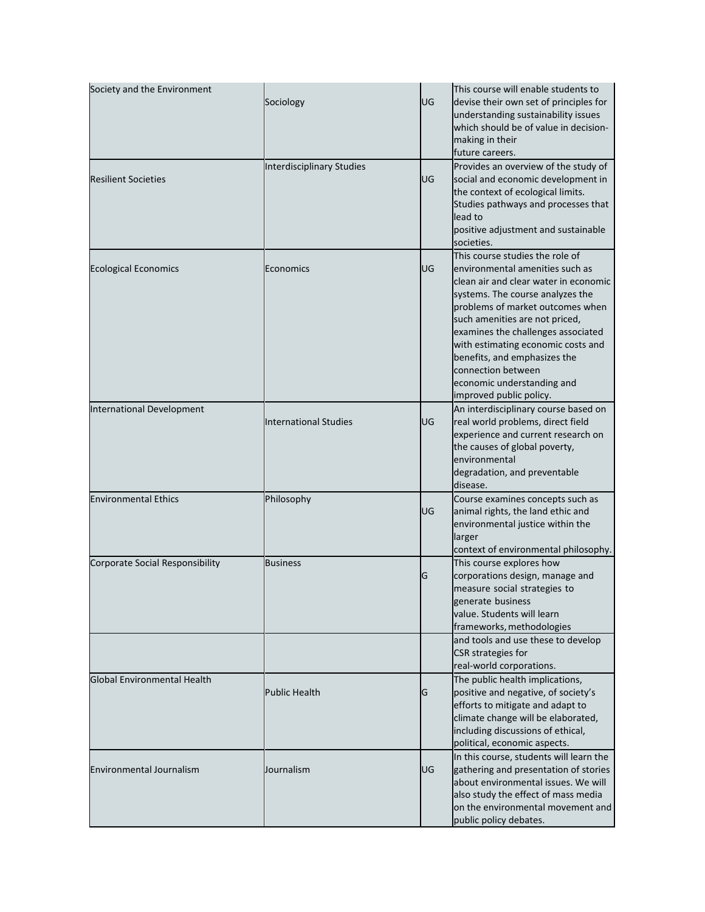| | | | |
|---|---|---|---|
| Society and the Environment | Sociology | UG | This course will enable students to devise their own set of principles for understanding sustainability issues which should be of value in decision-making in their future careers. |
| Resilient Societies | Interdisciplinary Studies | UG | Provides an overview of the study of social and economic development in the context of ecological limits. Studies pathways and processes that lead to positive adjustment and sustainable societies. |
| Ecological Economics | Economics | UG | This course studies the role of environmental amenities such as clean air and clear water in economic systems. The course analyzes the problems of market outcomes when such amenities are not priced, examines the challenges associated with estimating economic costs and benefits, and emphasizes the connection between economic understanding and improved public policy. |
| International Development | International Studies | UG | An interdisciplinary course based on real world problems, direct field experience and current research on the causes of global poverty, environmental degradation, and preventable disease. |
| Environmental Ethics | Philosophy | UG | Course examines concepts such as animal rights, the land ethic and environmental justice within the larger context of environmental philosophy. |
| Corporate Social Responsibility | Business | G | This course explores how corporations design, manage and measure social strategies to generate business value. Students will learn frameworks, methodologies |
| | | | and tools and use these to develop CSR strategies for real-world corporations. |
| Global Environmental Health | Public Health | G | The public health implications, positive and negative, of society's efforts to mitigate and adapt to climate change will be elaborated, including discussions of ethical, political, economic aspects. |
| Environmental Journalism | Journalism | UG | In this course, students will learn the gathering and presentation of stories about environmental issues. We will also study the effect of mass media on the environmental movement and public policy debates. |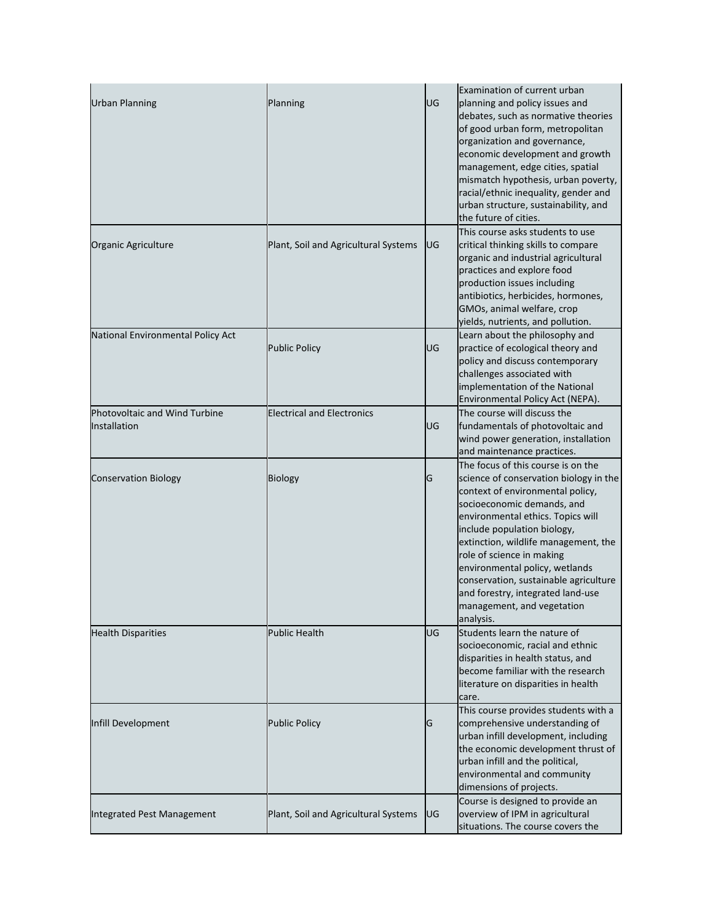| | | | |
|---|---|---|---|
| Urban Planning | Planning | UG | Examination of current urban planning and policy issues and debates, such as normative theories of good urban form, metropolitan organization and governance, economic development and growth management, edge cities, spatial mismatch hypothesis, urban poverty, racial/ethnic inequality, gender and urban structure, sustainability, and the future of cities. |
| Organic Agriculture | Plant, Soil and Agricultural Systems | UG | This course asks students to use critical thinking skills to compare organic and industrial agricultural practices and explore food production issues including antibiotics, herbicides, hormones, GMOs, animal welfare, crop yields, nutrients, and pollution. |
| National Environmental Policy Act | Public Policy | UG | Learn about the philosophy and practice of ecological theory and policy and discuss contemporary challenges associated with implementation of the National Environmental Policy Act (NEPA). |
| Photovoltaic and Wind Turbine Installation | Electrical and Electronics | UG | The course will discuss the fundamentals of photovoltaic and wind power generation, installation and maintenance practices. |
| Conservation Biology | Biology | G | The focus of this course is on the science of conservation biology in the context of environmental policy, socioeconomic demands, and environmental ethics. Topics will include population biology, extinction, wildlife management, the role of science in making environmental policy, wetlands conservation, sustainable agriculture and forestry, integrated land-use management, and vegetation analysis. |
| Health Disparities | Public Health | UG | Students learn the nature of socioeconomic, racial and ethnic disparities in health status, and become familiar with the research literature on disparities in health care. |
| Infill Development | Public Policy | G | This course provides students with a comprehensive understanding of urban infill development, including the economic development thrust of urban infill and the political, environmental and community dimensions of projects. |
| Integrated Pest Management | Plant, Soil and Agricultural Systems | UG | Course is designed to provide an overview of IPM in agricultural situations. The course covers the |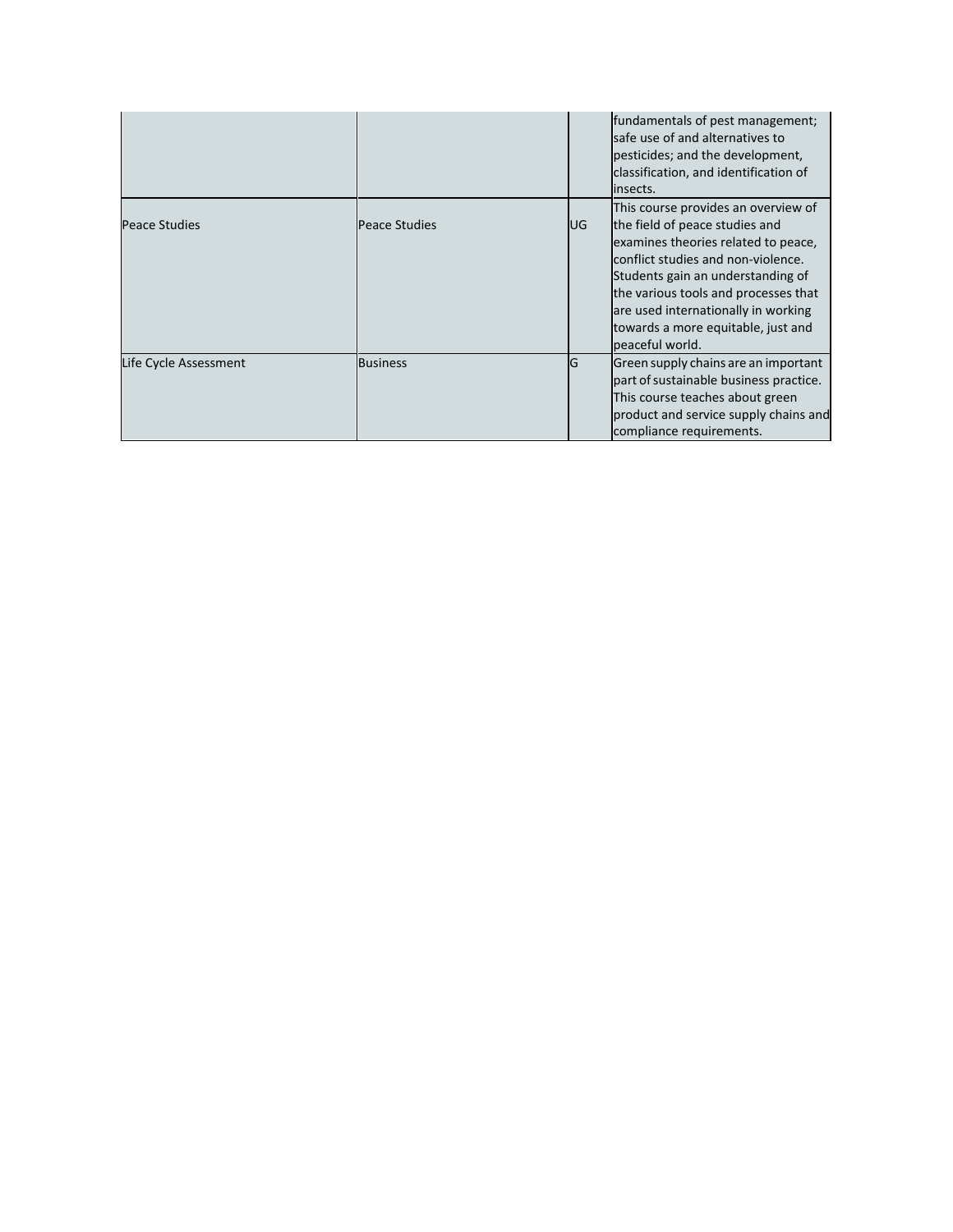| | | | |
|---|---|---|---|
| | | | fundamentals of pest management; safe use of and alternatives to pesticides; and the development, classification, and identification of insects. |
| Peace Studies | Peace Studies | UG | This course provides an overview of the field of peace studies and examines theories related to peace, conflict studies and non-violence. Students gain an understanding of the various tools and processes that are used internationally in working towards a more equitable, just and peaceful world. |
| Life Cycle Assessment | Business | G | Green supply chains are an important part of sustainable business practice. This course teaches about green product and service supply chains and compliance requirements. |